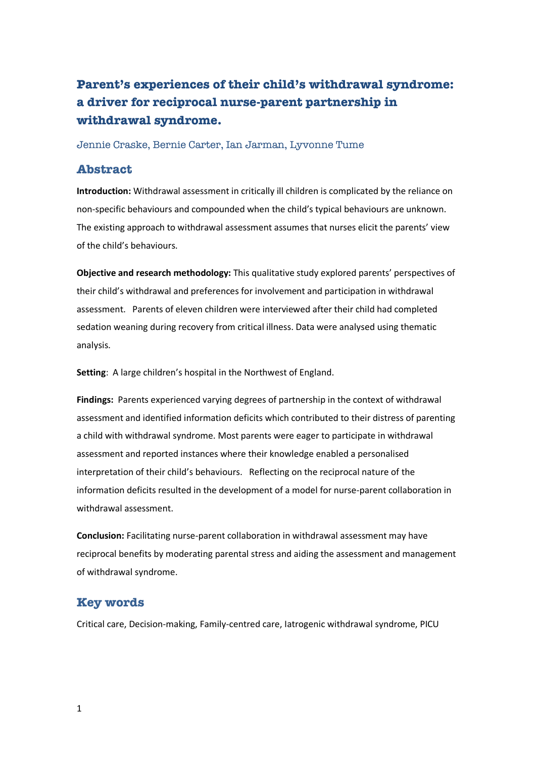# Parent's experiences of their child's withdrawal syndrome: a driver for reciprocal nurse-parent partnership in withdrawal syndrome.

Jennie Craske, Bernie Carter, Ian Jarman, Lyvonne Tume

## Abstract

**Introduction:** Withdrawal assessment in critically ill children is complicated by the reliance on non-specific behaviours and compounded when the child's typical behaviours are unknown. The existing approach to withdrawal assessment assumes that nurses elicit the parents' view of the child's behaviours.

**Objective and research methodology:** This qualitative study explored parents' perspectives of their child's withdrawal and preferences for involvement and participation in withdrawal assessment. Parents of eleven children were interviewed after their child had completed sedation weaning during recovery from critical illness. Data were analysed using thematic analysis.

**Setting**: A large children's hospital in the Northwest of England.

**Findings:** Parents experienced varying degrees of partnership in the context of withdrawal assessment and identified information deficits which contributed to their distress of parenting a child with withdrawal syndrome. Most parents were eager to participate in withdrawal assessment and reported instances where their knowledge enabled a personalised interpretation of their child's behaviours. Reflecting on the reciprocal nature of the information deficits resulted in the development of a model for nurse-parent collaboration in withdrawal assessment.

**Conclusion:** Facilitating nurse-parent collaboration in withdrawal assessment may have reciprocal benefits by moderating parental stress and aiding the assessment and management of withdrawal syndrome.

## Key words

Critical care, Decision-making, Family-centred care, Iatrogenic withdrawal syndrome, PICU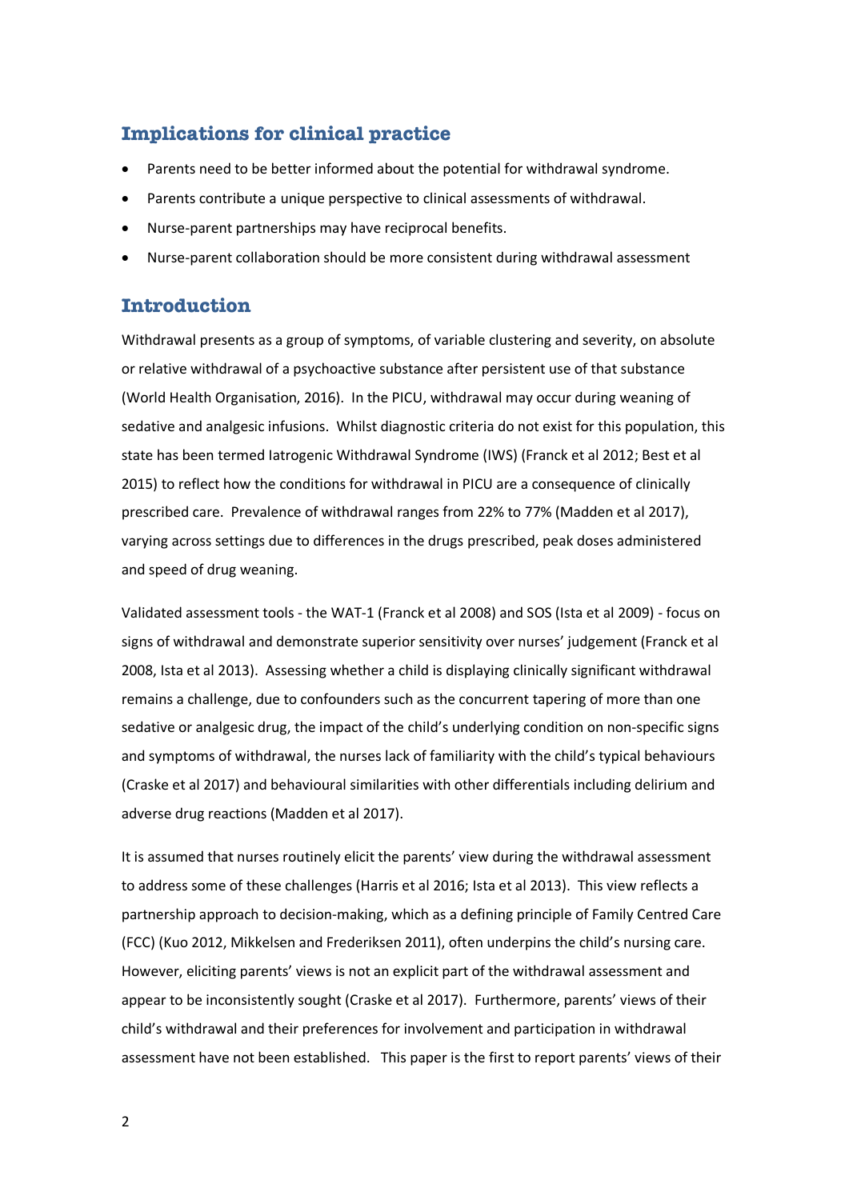## Implications for clinical practice

- Parents need to be better informed about the potential for withdrawal syndrome.
- Parents contribute a unique perspective to clinical assessments of withdrawal.
- Nurse-parent partnerships may have reciprocal benefits.
- Nurse-parent collaboration should be more consistent during withdrawal assessment

## Introduction

Withdrawal presents as a group of symptoms, of variable clustering and severity, on absolute or relative withdrawal of a psychoactive substance after persistent use of that substance (World Health Organisation, 2016). In the PICU, withdrawal may occur during weaning of sedative and analgesic infusions. Whilst diagnostic criteria do not exist for this population, this state has been termed Iatrogenic Withdrawal Syndrome (IWS) (Franck et al 2012; Best et al 2015) to reflect how the conditions for withdrawal in PICU are a consequence of clinically prescribed care. Prevalence of withdrawal ranges from 22% to 77% (Madden et al 2017), varying across settings due to differences in the drugs prescribed, peak doses administered and speed of drug weaning.

Validated assessment tools - the WAT-1 (Franck et al 2008) and SOS (Ista et al 2009) - focus on signs of withdrawal and demonstrate superior sensitivity over nurses' judgement (Franck et al 2008, Ista et al 2013). Assessing whether a child is displaying clinically significant withdrawal remains a challenge, due to confounders such as the concurrent tapering of more than one sedative or analgesic drug, the impact of the child's underlying condition on non-specific signs and symptoms of withdrawal, the nurses lack of familiarity with the child's typical behaviours (Craske et al 2017) and behavioural similarities with other differentials including delirium and adverse drug reactions (Madden et al 2017).

It is assumed that nurses routinely elicit the parents' view during the withdrawal assessment to address some of these challenges (Harris et al 2016; Ista et al 2013). This view reflects a partnership approach to decision-making, which as a defining principle of Family Centred Care (FCC) (Kuo 2012, Mikkelsen and Frederiksen 2011), often underpins the child's nursing care. However, eliciting parents' views is not an explicit part of the withdrawal assessment and appear to be inconsistently sought (Craske et al 2017). Furthermore, parents' views of their child's withdrawal and their preferences for involvement and participation in withdrawal assessment have not been established. This paper is the first to report parents' views of their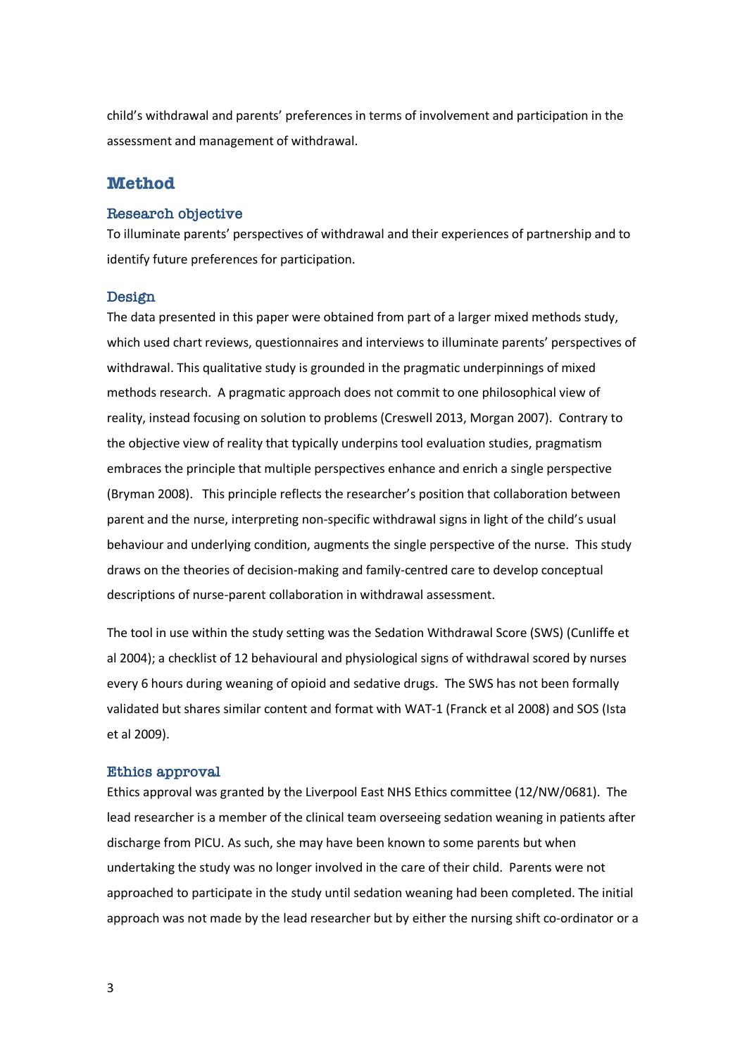child's withdrawal and parents' preferences in terms of involvement and participation in the assessment and management of withdrawal.

# Method

## Research objective

To illuminate parents' perspectives of withdrawal and their experiences of partnership and to identify future preferences for participation.

## Design

The data presented in this paper were obtained from part of a larger mixed methods study, which used chart reviews, questionnaires and interviews to illuminate parents' perspectives of withdrawal. This qualitative study is grounded in the pragmatic underpinnings of mixed methods research. A pragmatic approach does not commit to one philosophical view of reality, instead focusing on solution to problems (Creswell 2013, Morgan 2007). Contrary to the objective view of reality that typically underpins tool evaluation studies, pragmatism embraces the principle that multiple perspectives enhance and enrich a single perspective (Bryman 2008). This principle reflects the researcher's position that collaboration between parent and the nurse, interpreting non-specific withdrawal signs in light of the child's usual behaviour and underlying condition, augments the single perspective of the nurse. This study draws on the theories of decision-making and family-centred care to develop conceptual descriptions of nurse-parent collaboration in withdrawal assessment.

The tool in use within the study setting was the Sedation Withdrawal Score (SWS) (Cunliffe et al 2004); a checklist of 12 behavioural and physiological signs of withdrawal scored by nurses every 6 hours during weaning of opioid and sedative drugs. The SWS has not been formally validated but shares similar content and format with WAT-1 (Franck et al 2008) and SOS (Ista et al 2009).

## Ethics approval

Ethics approval was granted by the Liverpool East NHS Ethics committee (12/NW/0681). The lead researcher is a member of the clinical team overseeing sedation weaning in patients after discharge from PICU. As such, she may have been known to some parents but when undertaking the study was no longer involved in the care of their child. Parents were not approached to participate in the study until sedation weaning had been completed. The initial approach was not made by the lead researcher but by either the nursing shift co-ordinator or a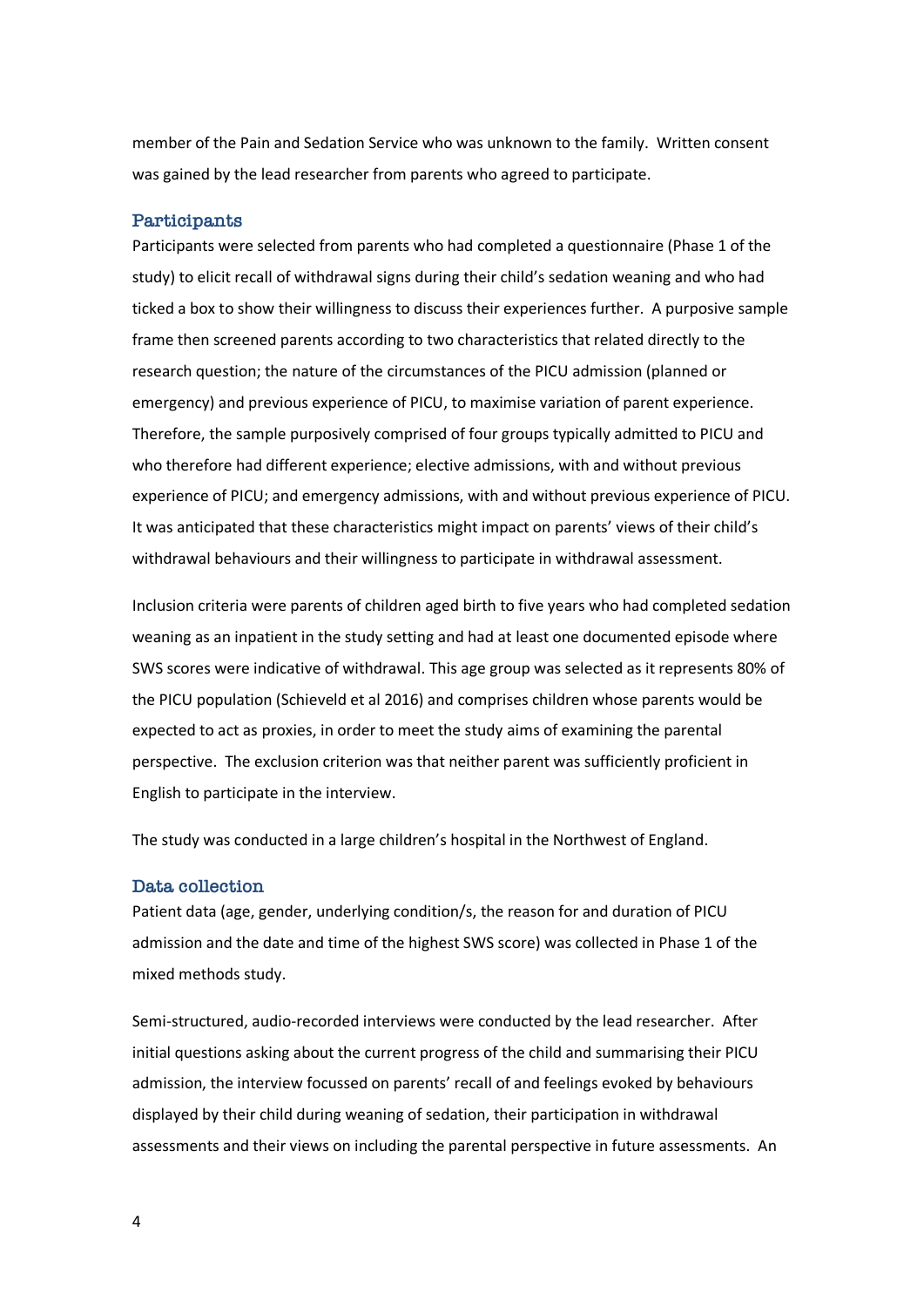member of the Pain and Sedation Service who was unknown to the family. Written consent was gained by the lead researcher from parents who agreed to participate.

## Participants

Participants were selected from parents who had completed a questionnaire (Phase 1 of the study) to elicit recall of withdrawal signs during their child's sedation weaning and who had ticked a box to show their willingness to discuss their experiences further. A purposive sample frame then screened parents according to two characteristics that related directly to the research question; the nature of the circumstances of the PICU admission (planned or emergency) and previous experience of PICU, to maximise variation of parent experience. Therefore, the sample purposively comprised of four groups typically admitted to PICU and who therefore had different experience; elective admissions, with and without previous experience of PICU; and emergency admissions, with and without previous experience of PICU. It was anticipated that these characteristics might impact on parents' views of their child's withdrawal behaviours and their willingness to participate in withdrawal assessment.

Inclusion criteria were parents of children aged birth to five years who had completed sedation weaning as an inpatient in the study setting and had at least one documented episode where SWS scores were indicative of withdrawal. This age group was selected as it represents 80% of the PICU population (Schieveld et al 2016) and comprises children whose parents would be expected to act as proxies, in order to meet the study aims of examining the parental perspective. The exclusion criterion was that neither parent was sufficiently proficient in English to participate in the interview.

The study was conducted in a large children's hospital in the Northwest of England.

## Data collection

Patient data (age, gender, underlying condition/s, the reason for and duration of PICU admission and the date and time of the highest SWS score) was collected in Phase 1 of the mixed methods study.

Semi-structured, audio-recorded interviews were conducted by the lead researcher. After initial questions asking about the current progress of the child and summarising their PICU admission, the interview focussed on parents' recall of and feelings evoked by behaviours displayed by their child during weaning of sedation, their participation in withdrawal assessments and their views on including the parental perspective in future assessments. An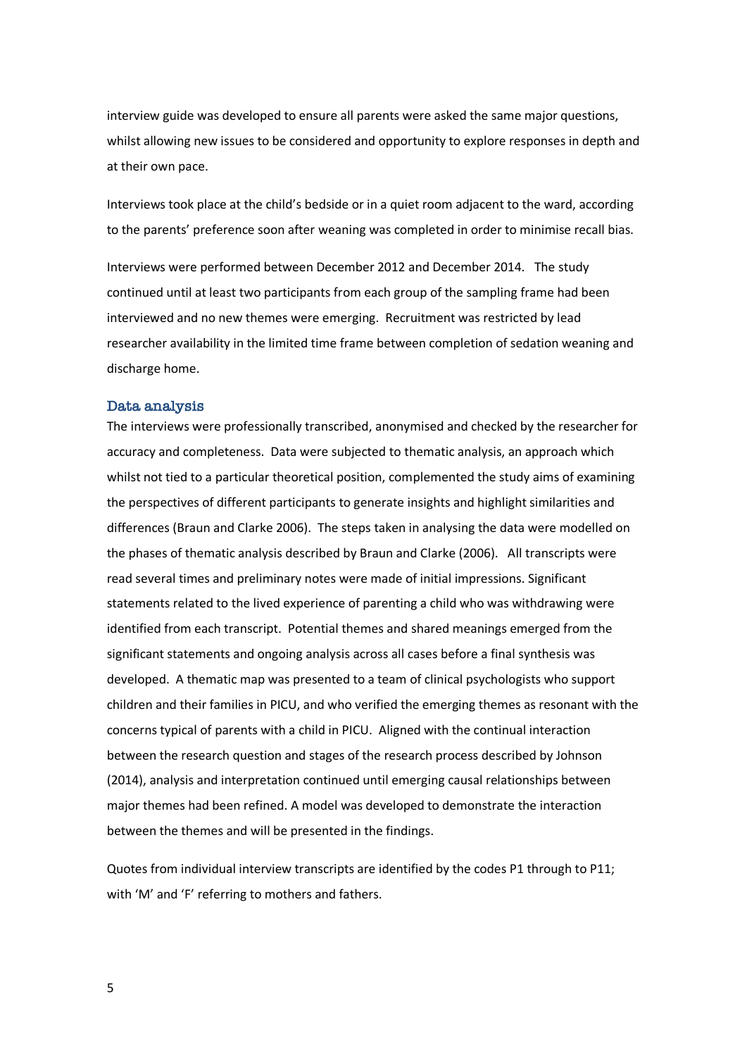interview guide was developed to ensure all parents were asked the same major questions, whilst allowing new issues to be considered and opportunity to explore responses in depth and at their own pace.

Interviews took place at the child's bedside or in a quiet room adjacent to the ward, according to the parents' preference soon after weaning was completed in order to minimise recall bias.

Interviews were performed between December 2012 and December 2014. The study continued until at least two participants from each group of the sampling frame had been interviewed and no new themes were emerging. Recruitment was restricted by lead researcher availability in the limited time frame between completion of sedation weaning and discharge home.

## Data analysis

The interviews were professionally transcribed, anonymised and checked by the researcher for accuracy and completeness. Data were subjected to thematic analysis, an approach which whilst not tied to a particular theoretical position, complemented the study aims of examining the perspectives of different participants to generate insights and highlight similarities and differences (Braun and Clarke 2006). The steps taken in analysing the data were modelled on the phases of thematic analysis described by Braun and Clarke (2006). All transcripts were read several times and preliminary notes were made of initial impressions. Significant statements related to the lived experience of parenting a child who was withdrawing were identified from each transcript. Potential themes and shared meanings emerged from the significant statements and ongoing analysis across all cases before a final synthesis was developed. A thematic map was presented to a team of clinical psychologists who support children and their families in PICU, and who verified the emerging themes as resonant with the concerns typical of parents with a child in PICU. Aligned with the continual interaction between the research question and stages of the research process described by Johnson (2014), analysis and interpretation continued until emerging causal relationships between major themes had been refined. A model was developed to demonstrate the interaction between the themes and will be presented in the findings.

Quotes from individual interview transcripts are identified by the codes P1 through to P11; with 'M' and 'F' referring to mothers and fathers.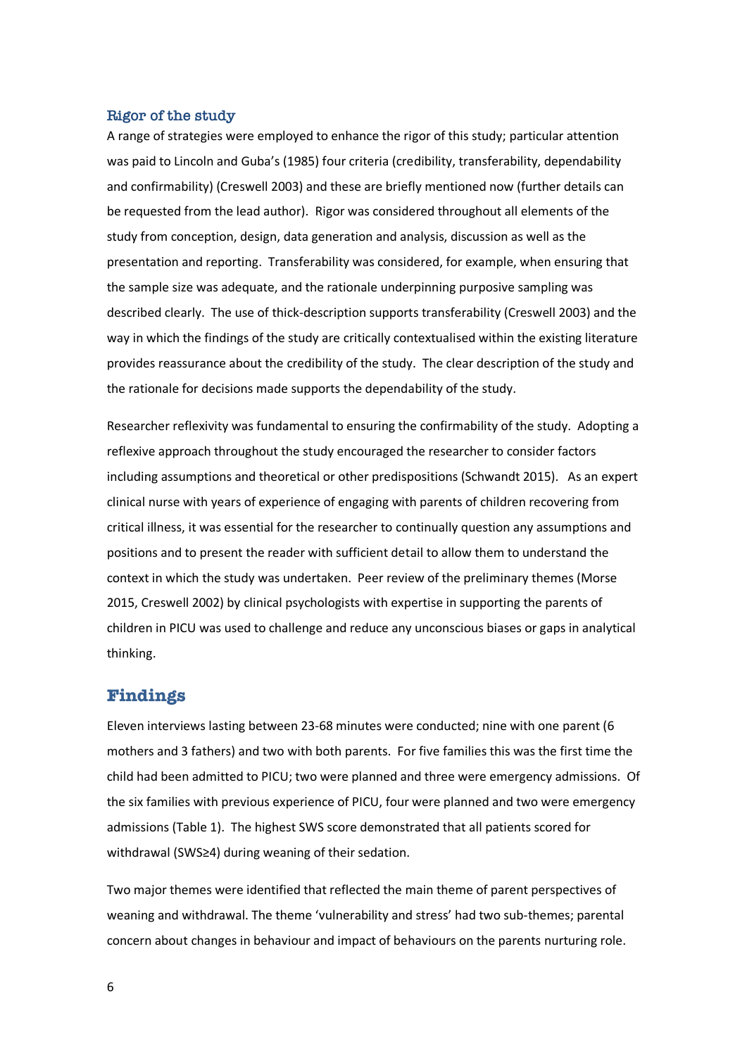### Rigor of the study

A range of strategies were employed to enhance the rigor of this study; particular attention was paid to Lincoln and Guba's (1985) four criteria (credibility, transferability, dependability and confirmability) (Creswell 2003) and these are briefly mentioned now (further details can be requested from the lead author). Rigor was considered throughout all elements of the study from conception, design, data generation and analysis, discussion as well as the presentation and reporting. Transferability was considered, for example, when ensuring that the sample size was adequate, and the rationale underpinning purposive sampling was described clearly. The use of thick-description supports transferability (Creswell 2003) and the way in which the findings of the study are critically contextualised within the existing literature provides reassurance about the credibility of the study. The clear description of the study and the rationale for decisions made supports the dependability of the study.

Researcher reflexivity was fundamental to ensuring the confirmability of the study. Adopting a reflexive approach throughout the study encouraged the researcher to consider factors including assumptions and theoretical or other predispositions (Schwandt 2015). As an expert clinical nurse with years of experience of engaging with parents of children recovering from critical illness, it was essential for the researcher to continually question any assumptions and positions and to present the reader with sufficient detail to allow them to understand the context in which the study was undertaken. Peer review of the preliminary themes (Morse 2015, Creswell 2002) by clinical psychologists with expertise in supporting the parents of children in PICU was used to challenge and reduce any unconscious biases or gaps in analytical thinking.

## Findings

Eleven interviews lasting between 23-68 minutes were conducted; nine with one parent (6 mothers and 3 fathers) and two with both parents. For five families this was the first time the child had been admitted to PICU; two were planned and three were emergency admissions. Of the six families with previous experience of PICU, four were planned and two were emergency admissions (Table 1). The highest SWS score demonstrated that all patients scored for withdrawal (SWS≥4) during weaning of their sedation.

Two major themes were identified that reflected the main theme of parent perspectives of weaning and withdrawal. The theme 'vulnerability and stress' had two sub-themes; parental concern about changes in behaviour and impact of behaviours on the parents nurturing role.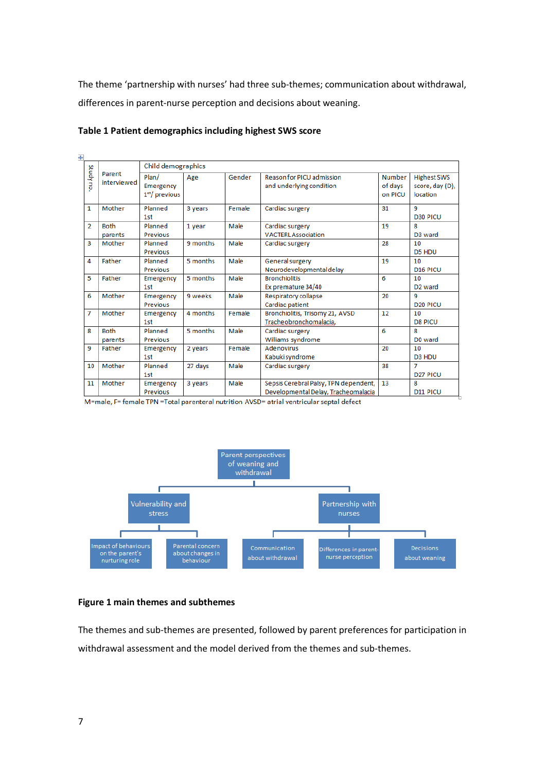The theme 'partnership with nurses' had three sub-themes; communication about withdrawal, differences in parent-nurse perception and decisions about weaning.

**Table 1 Patient demographics including highest SWS score**

| Study no. | Parent interviewed | Child demographics | | | | | |
|---|---|---|---|---|---|---|---|
| | | Plan/ Emergency 1st/ previous | Age | Gender | Reason for PICU admission and underlying condition | Number of days on PICU | Highest SWS score, day (D), location |
| 1 | Mother | Planned 1st | 3 years | Female | Cardiac surgery | 31 | 9 D30 PICU |
| 2 | Both parents | Planned Previous | 1 year | Male | Cardiac surgery VACTERL Association | 19 | 8 D3 ward |
| 3 | Mother | Planned Previous | 9 months | Male | Cardiac surgery | 28 | 10 D5 HDU |
| 4 | Father | Planned Previous | 5 months | Male | General surgery Neurodevelopmental delay | 19 | 10 D16 PICU |
| 5 | Father | Emergency 1st | 5 months | Male | Bronchiolitis Ex premature 34/40 | 6 | 10 D2 ward |
| 6 | Mother | Emergency Previous | 9 weeks | Male | Respiratory collapse Cardiac patient | 20 | 9 D20 PICU |
| 7 | Mother | Emergency 1st | 4 months | Female | Bronchiolitis, Trisomy 21, AVSD Tracheobronchomalacia, | 12 | 10 D8 PICU |
| 8 | Both parents | Planned Previous | 5 months | Male | Cardiac surgery Williams syndrome | 6 | 8 D0 ward |
| 9 | Father | Emergency 1st | 2 years | Female | Adenovirus Kabuki syndrome | 20 | 10 D3 HDU |
| 10 | Mother | Planned 1st | 27 days | Male | Cardiac surgery | 38 | 7 D27 PICU |
| 11 | Mother | Emergency Previous | 3 years | Male | Sepsis Cerebral Palsy, TPN dependent, Developmental Delay, Tracheomalacia | 13 | 8 D11 PICU |

M=male, F= female TPN =Total parenteral nutrition AVSD= atrial ventricular septal defect

- Parent perspectives of weaning and withdrawal
  - Vulnerability and stress
    - Impact of behaviours on the parent's nurturing role
    - Parental concern about changes in behaviour
  - Partnership with nurses
    - Communication about withdrawal
    - Differences in parent-nurse perception
    - Decisions about weaning

**Figure 1 main themes and subthemes**

The themes and sub-themes are presented, followed by parent preferences for participation in withdrawal assessment and the model derived from the themes and sub-themes.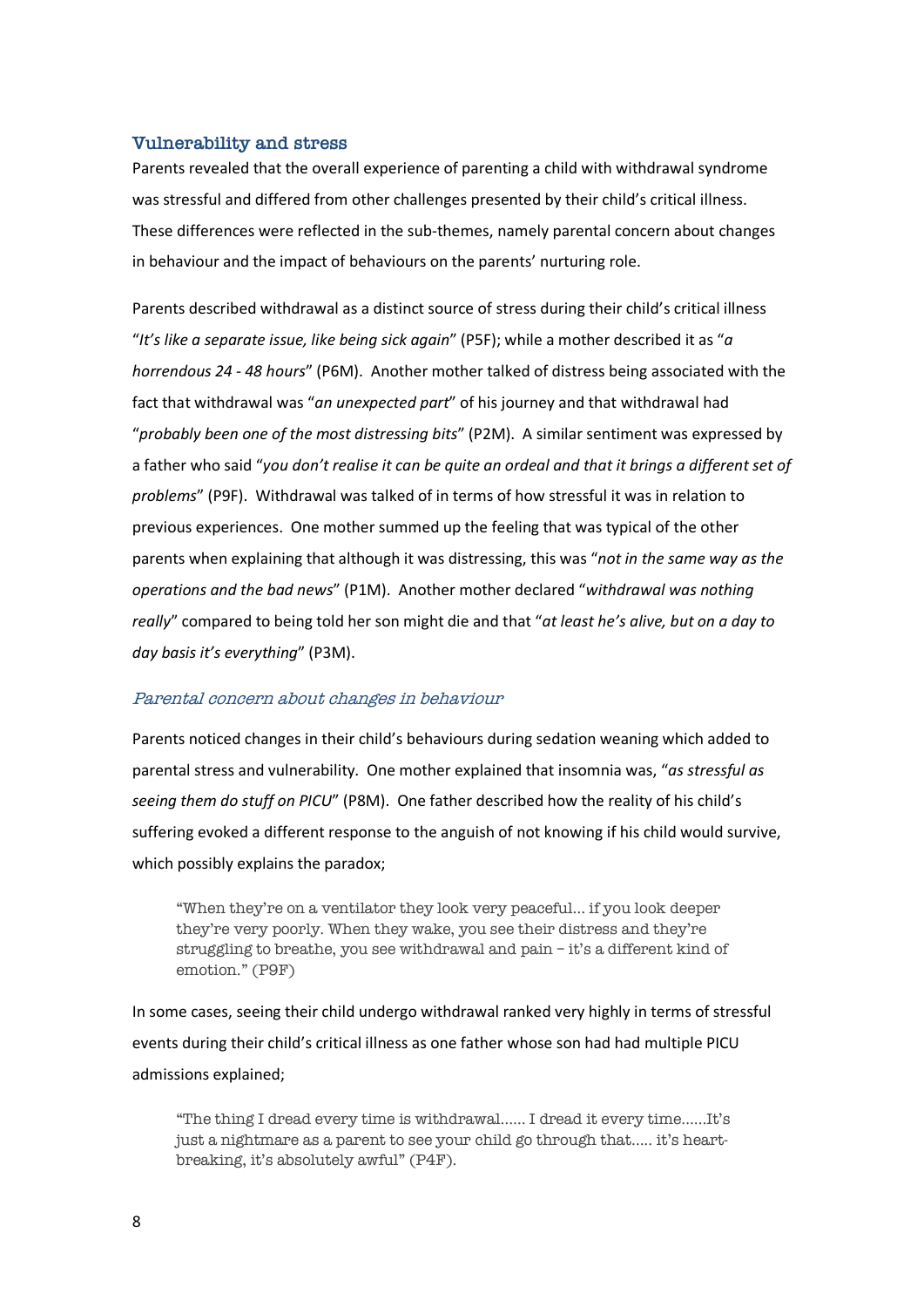## Vulnerability and stress

Parents revealed that the overall experience of parenting a child with withdrawal syndrome was stressful and differed from other challenges presented by their child's critical illness. These differences were reflected in the sub-themes, namely parental concern about changes in behaviour and the impact of behaviours on the parents' nurturing role.

Parents described withdrawal as a distinct source of stress during their child's critical illness "*It's like a separate issue, like being sick again*" (P5F); while a mother described it as "*a horrendous 24 - 48 hours*" (P6M). Another mother talked of distress being associated with the fact that withdrawal was "*an unexpected part*" of his journey and that withdrawal had "*probably been one of the most distressing bits*" (P2M). A similar sentiment was expressed by a father who said "*you don't realise it can be quite an ordeal and that it brings a different set of problems*" (P9F). Withdrawal was talked of in terms of how stressful it was in relation to previous experiences. One mother summed up the feeling that was typical of the other parents when explaining that although it was distressing, this was "*not in the same way as the operations and the bad news*" (P1M). Another mother declared "*withdrawal was nothing really*" compared to being told her son might die and that "*at least he's alive, but on a day to day basis it's everything*" (P3M).

### *Parental concern about changes in behaviour*

Parents noticed changes in their child's behaviours during sedation weaning which added to parental stress and vulnerability. One mother explained that insomnia was, "*as stressful as seeing them do stuff on PICU*" (P8M). One father described how the reality of his child's suffering evoked a different response to the anguish of not knowing if his child would survive, which possibly explains the paradox;

> "When they're on a ventilator they look very peaceful... if you look deeper they're very poorly. When they wake, you see their distress and they're struggling to breathe, you see withdrawal and pain – it's a different kind of emotion." (P9F)

In some cases, seeing their child undergo withdrawal ranked very highly in terms of stressful events during their child's critical illness as one father whose son had had multiple PICU admissions explained;

> "The thing I dread every time is withdrawal...... I dread it every time......It's just a nightmare as a parent to see your child go through that..... it's heart-breaking, it's absolutely awful" (P4F).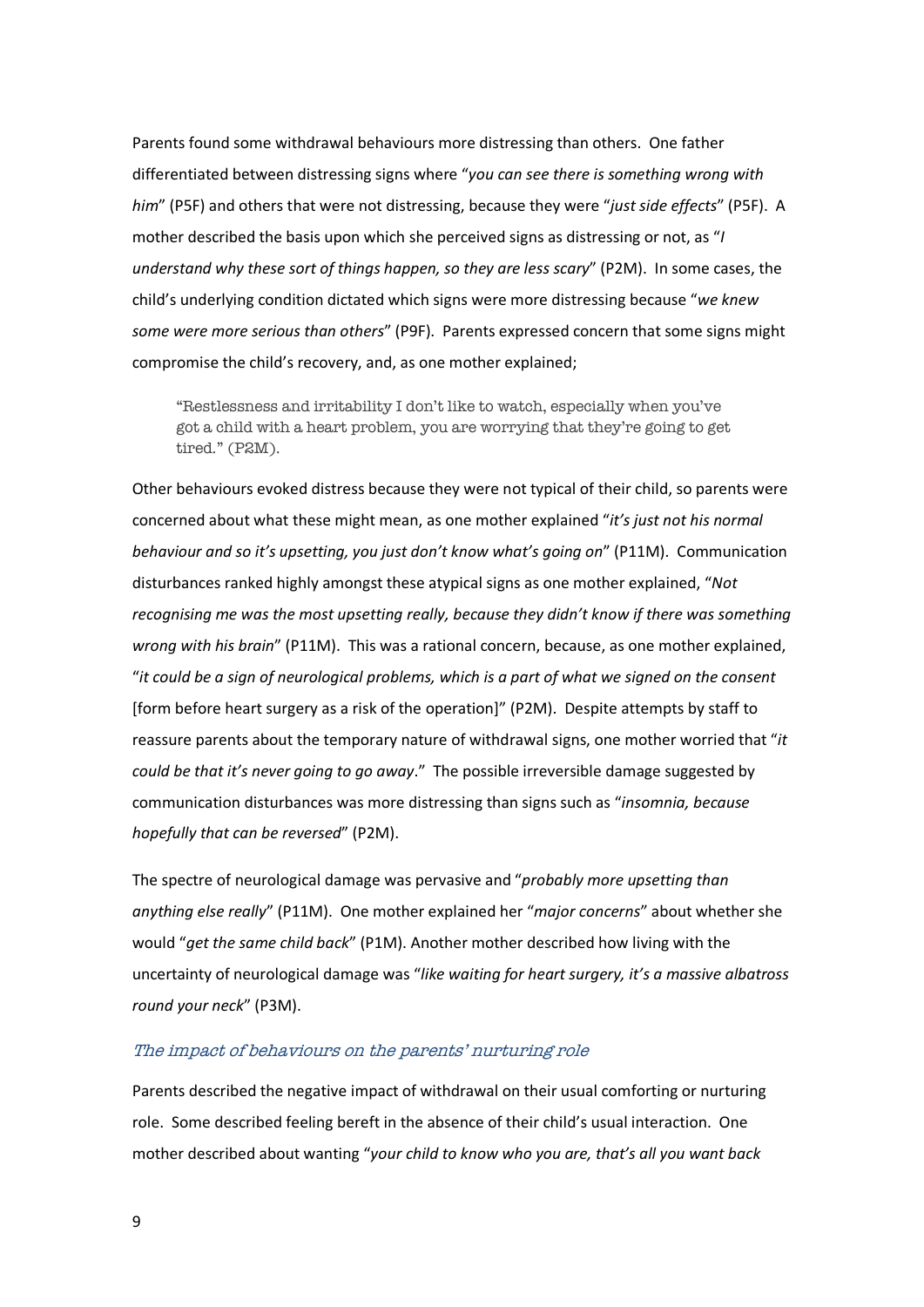Parents found some withdrawal behaviours more distressing than others. One father differentiated between distressing signs where "*you can see there is something wrong with him*" (P5F) and others that were not distressing, because they were "*just side effects*" (P5F). A mother described the basis upon which she perceived signs as distressing or not, as "*I understand why these sort of things happen, so they are less scary*" (P2M). In some cases, the child's underlying condition dictated which signs were more distressing because "*we knew some were more serious than others*" (P9F). Parents expressed concern that some signs might compromise the child's recovery, and, as one mother explained;

> "Restlessness and irritability I don't like to watch, especially when you've got a child with a heart problem, you are worrying that they're going to get tired." (P2M).

Other behaviours evoked distress because they were not typical of their child, so parents were concerned about what these might mean, as one mother explained "*it's just not his normal behaviour and so it's upsetting, you just don't know what's going on*" (P11M). Communication disturbances ranked highly amongst these atypical signs as one mother explained, "*Not recognising me was the most upsetting really, because they didn't know if there was something wrong with his brain*" (P11M). This was a rational concern, because, as one mother explained, "*it could be a sign of neurological problems, which is a part of what we signed on the consent* [form before heart surgery as a risk of the operation]" (P2M). Despite attempts by staff to reassure parents about the temporary nature of withdrawal signs, one mother worried that "*it could be that it's never going to go away*." The possible irreversible damage suggested by communication disturbances was more distressing than signs such as "*insomnia, because hopefully that can be reversed*" (P2M).

The spectre of neurological damage was pervasive and "*probably more upsetting than anything else really*" (P11M). One mother explained her "*major concerns*" about whether she would "*get the same child back*" (P1M). Another mother described how living with the uncertainty of neurological damage was "*like waiting for heart surgery, it's a massive albatross round your neck*" (P3M).

### *The impact of behaviours on the parents' nurturing role*

Parents described the negative impact of withdrawal on their usual comforting or nurturing role. Some described feeling bereft in the absence of their child's usual interaction. One mother described about wanting "*your child to know who you are, that's all you want back*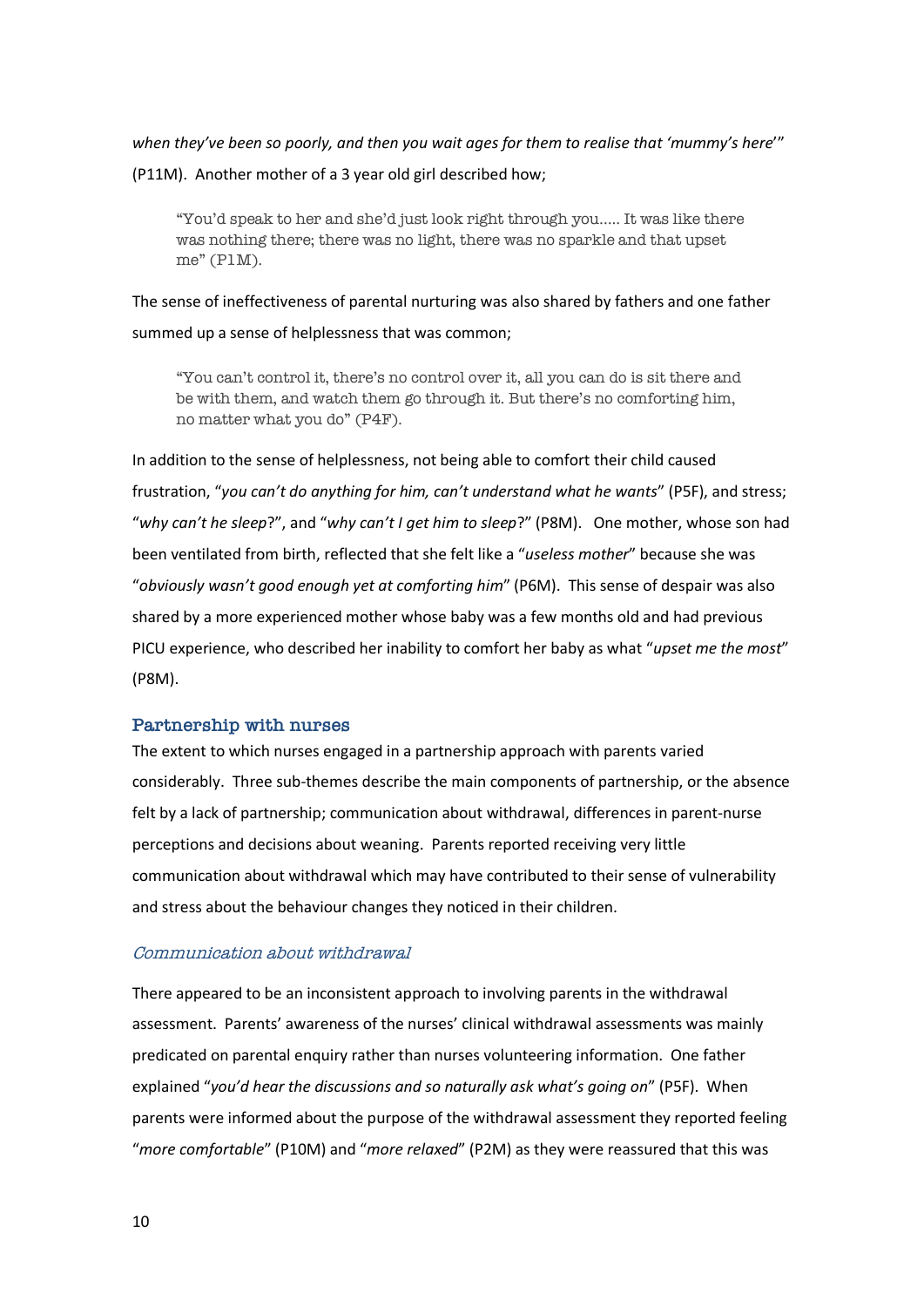*when they've been so poorly, and then you wait ages for them to realise that 'mummy's here'*" (P11M). Another mother of a 3 year old girl described how;

> "You'd speak to her and she'd just look right through you..... It was like there was nothing there; there was no light, there was no sparkle and that upset me" (P1M).

The sense of ineffectiveness of parental nurturing was also shared by fathers and one father summed up a sense of helplessness that was common;

> "You can't control it, there's no control over it, all you can do is sit there and be with them, and watch them go through it. But there's no comforting him, no matter what you do" (P4F).

In addition to the sense of helplessness, not being able to comfort their child caused frustration, "*you can't do anything for him, can't understand what he wants*" (P5F), and stress; "*why can't he sleep*?", and "*why can't I get him to sleep*?" (P8M). One mother, whose son had been ventilated from birth, reflected that she felt like a "*useless mother*" because she was "*obviously wasn't good enough yet at comforting him*" (P6M). This sense of despair was also shared by a more experienced mother whose baby was a few months old and had previous PICU experience, who described her inability to comfort her baby as what "*upset me the most*" (P8M).

### Partnership with nurses

The extent to which nurses engaged in a partnership approach with parents varied considerably. Three sub-themes describe the main components of partnership, or the absence felt by a lack of partnership; communication about withdrawal, differences in parent-nurse perceptions and decisions about weaning. Parents reported receiving very little communication about withdrawal which may have contributed to their sense of vulnerability and stress about the behaviour changes they noticed in their children.

#### *Communication about withdrawal*

There appeared to be an inconsistent approach to involving parents in the withdrawal assessment. Parents' awareness of the nurses' clinical withdrawal assessments was mainly predicated on parental enquiry rather than nurses volunteering information. One father explained "*you'd hear the discussions and so naturally ask what's going on*" (P5F). When parents were informed about the purpose of the withdrawal assessment they reported feeling "*more comfortable*" (P10M) and "*more relaxed*" (P2M) as they were reassured that this was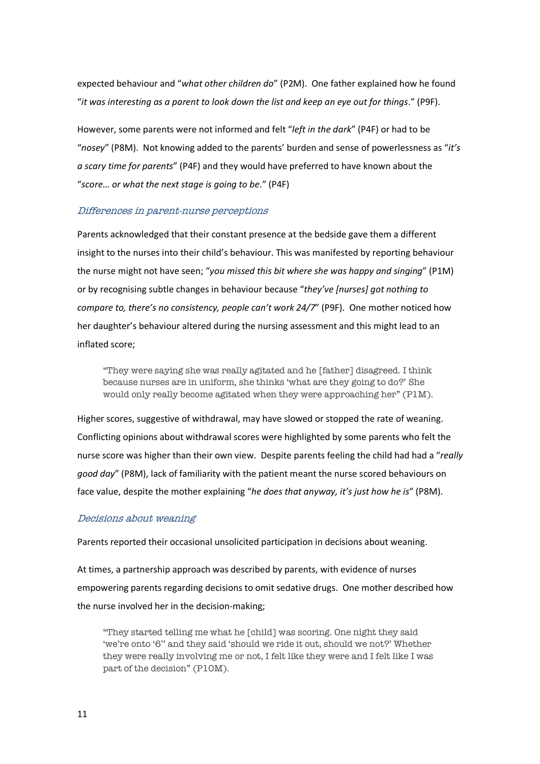expected behaviour and "*what other children do*" (P2M). One father explained how he found "*it was interesting as a parent to look down the list and keep an eye out for things*." (P9F).

However, some parents were not informed and felt "*left in the dark*" (P4F) or had to be "*nosey*" (P8M). Not knowing added to the parents' burden and sense of powerlessness as "*it's a scary time for parents*" (P4F) and they would have preferred to have known about the "*score… or what the next stage is going to be*." (P4F)

### *Differences in parent-nurse perceptions*

Parents acknowledged that their constant presence at the bedside gave them a different insight to the nurses into their child's behaviour. This was manifested by reporting behaviour the nurse might not have seen; "*you missed this bit where she was happy and singing*" (P1M) or by recognising subtle changes in behaviour because "*they've [nurses] got nothing to compare to, there's no consistency, people can't work 24/7*" (P9F). One mother noticed how her daughter's behaviour altered during the nursing assessment and this might lead to an inflated score;

> "They were saying she was really agitated and he [father] disagreed. I think because nurses are in uniform, she thinks 'what are they going to do?' She would only really become agitated when they were approaching her" (P1M).

Higher scores, suggestive of withdrawal, may have slowed or stopped the rate of weaning. Conflicting opinions about withdrawal scores were highlighted by some parents who felt the nurse score was higher than their own view. Despite parents feeling the child had had a "*really good day*" (P8M), lack of familiarity with the patient meant the nurse scored behaviours on face value, despite the mother explaining "*he does that anyway, it's just how he is*" (P8M).

### *Decisions about weaning*

Parents reported their occasional unsolicited participation in decisions about weaning.

At times, a partnership approach was described by parents, with evidence of nurses empowering parents regarding decisions to omit sedative drugs. One mother described how the nurse involved her in the decision-making;

> "They started telling me what he [child] was scoring. One night they said 'we're onto '6'' and they said 'should we ride it out, should we not?' Whether they were really involving me or not, I felt like they were and I felt like I was part of the decision" (P10M).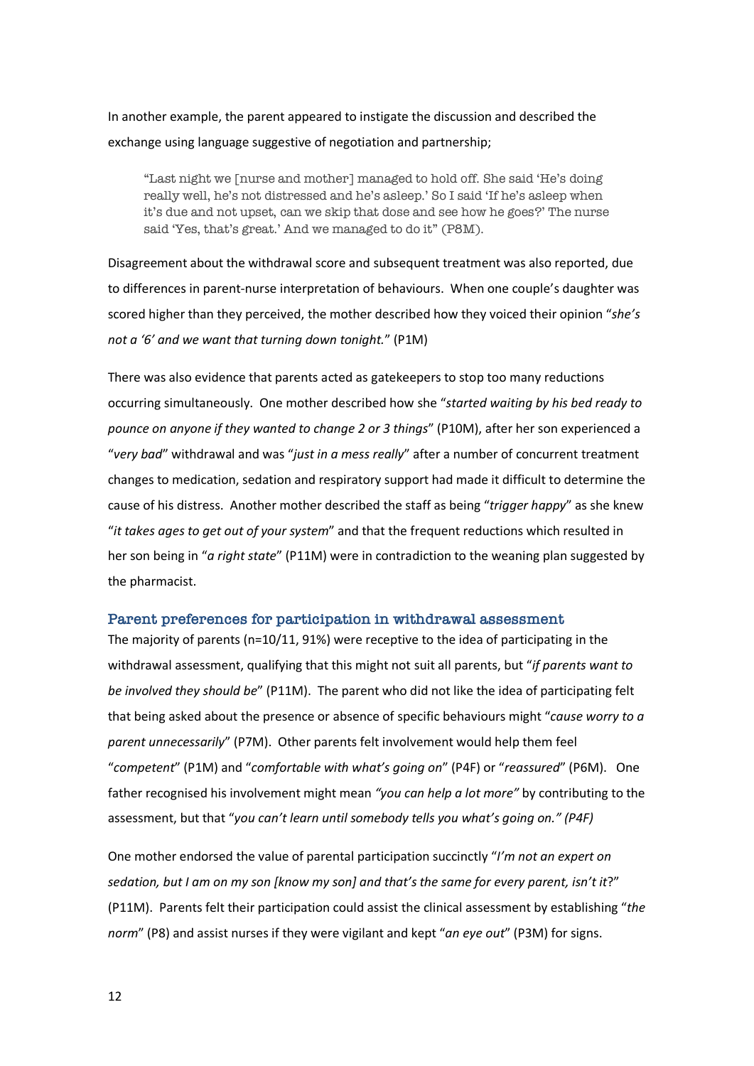In another example, the parent appeared to instigate the discussion and described the exchange using language suggestive of negotiation and partnership;

> "Last night we [nurse and mother] managed to hold off. She said 'He's doing really well, he's not distressed and he's asleep.' So I said 'If he's asleep when it's due and not upset, can we skip that dose and see how he goes?' The nurse said 'Yes, that's great.' And we managed to do it" (P8M).

Disagreement about the withdrawal score and subsequent treatment was also reported, due to differences in parent-nurse interpretation of behaviours. When one couple's daughter was scored higher than they perceived, the mother described how they voiced their opinion "*she's not a '6' and we want that turning down tonight.*" (P1M)

There was also evidence that parents acted as gatekeepers to stop too many reductions occurring simultaneously. One mother described how she "*started waiting by his bed ready to pounce on anyone if they wanted to change 2 or 3 things*" (P10M), after her son experienced a "*very bad*" withdrawal and was "*just in a mess really*" after a number of concurrent treatment changes to medication, sedation and respiratory support had made it difficult to determine the cause of his distress. Another mother described the staff as being "*trigger happy*" as she knew "*it takes ages to get out of your system*" and that the frequent reductions which resulted in her son being in "*a right state*" (P11M) were in contradiction to the weaning plan suggested by the pharmacist.

### Parent preferences for participation in withdrawal assessment

The majority of parents (n=10/11, 91%) were receptive to the idea of participating in the withdrawal assessment, qualifying that this might not suit all parents, but "*if parents want to be involved they should be*" (P11M). The parent who did not like the idea of participating felt that being asked about the presence or absence of specific behaviours might "*cause worry to a parent unnecessarily*" (P7M). Other parents felt involvement would help them feel "*competent*" (P1M) and "*comfortable with what's going on*" (P4F) or "*reassured*" (P6M). One father recognised his involvement might mean *"you can help a lot more"* by contributing to the assessment, but that "*you can't learn until somebody tells you what's going on." (P4F)*

One mother endorsed the value of parental participation succinctly "*I'm not an expert on sedation, but I am on my son [know my son] and that's the same for every parent, isn't it*?" (P11M). Parents felt their participation could assist the clinical assessment by establishing "*the norm*" (P8) and assist nurses if they were vigilant and kept "*an eye out*" (P3M) for signs.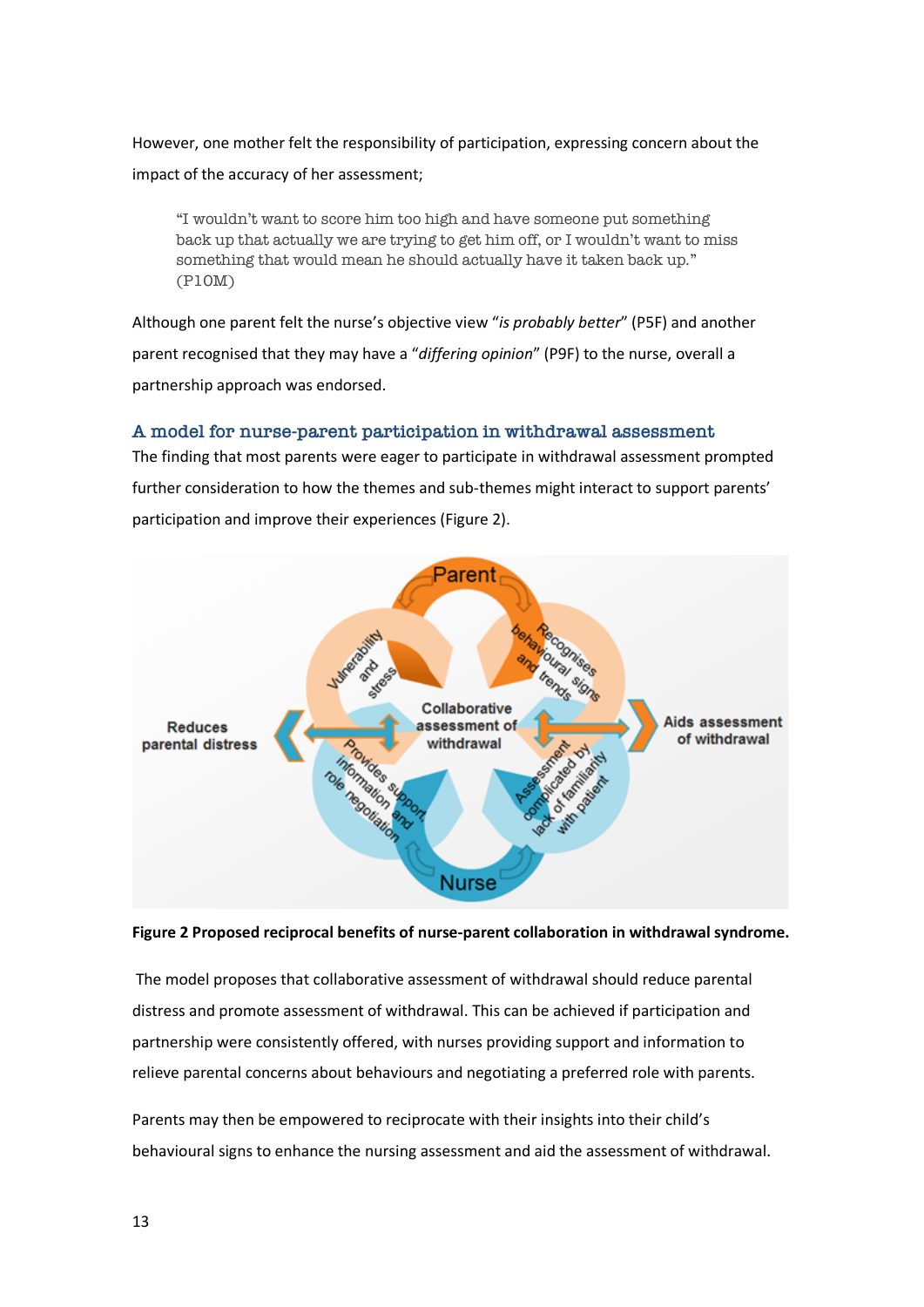However, one mother felt the responsibility of participation, expressing concern about the impact of the accuracy of her assessment;

> "I wouldn't want to score him too high and have someone put something back up that actually we are trying to get him off, or I wouldn't want to miss something that would mean he should actually have it taken back up." (P10M)

Although one parent felt the nurse's objective view "*is probably better*" (P5F) and another parent recognised that they may have a "*differing opinion*" (P9F) to the nurse, overall a partnership approach was endorsed.

## A model for nurse-parent participation in withdrawal assessment

The finding that most parents were eager to participate in withdrawal assessment prompted further consideration to how the themes and sub-themes might interact to support parents' participation and improve their experiences (Figure 2).

**Figure 2 Proposed reciprocal benefits of nurse-parent collaboration in withdrawal syndrome.**

The model proposes that collaborative assessment of withdrawal should reduce parental distress and promote assessment of withdrawal. This can be achieved if participation and partnership were consistently offered, with nurses providing support and information to relieve parental concerns about behaviours and negotiating a preferred role with parents.

Parents may then be empowered to reciprocate with their insights into their child's behavioural signs to enhance the nursing assessment and aid the assessment of withdrawal.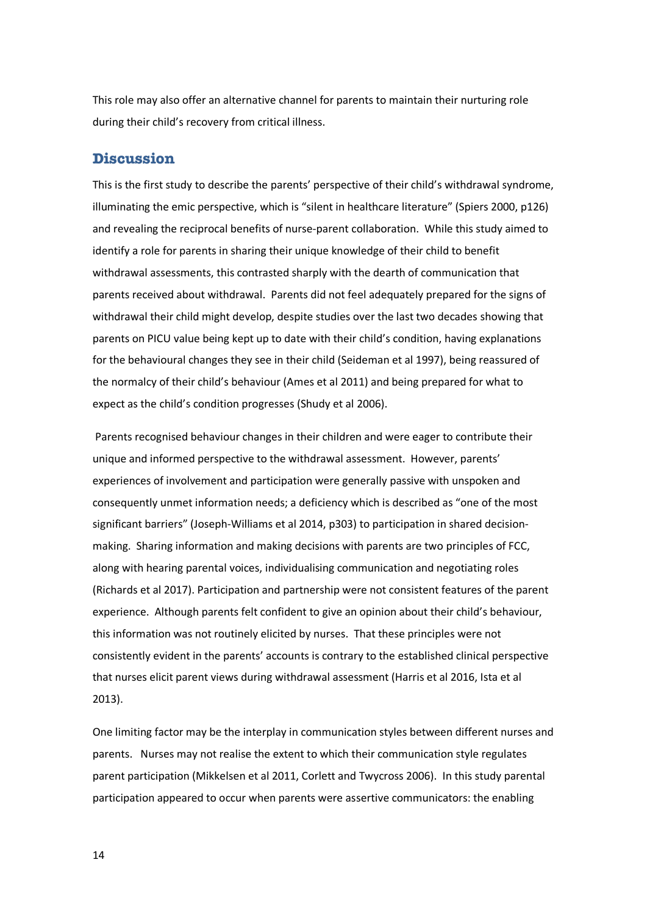This role may also offer an alternative channel for parents to maintain their nurturing role during their child's recovery from critical illness.

## Discussion

This is the first study to describe the parents' perspective of their child's withdrawal syndrome, illuminating the emic perspective, which is "silent in healthcare literature" (Spiers 2000, p126) and revealing the reciprocal benefits of nurse-parent collaboration. While this study aimed to identify a role for parents in sharing their unique knowledge of their child to benefit withdrawal assessments, this contrasted sharply with the dearth of communication that parents received about withdrawal. Parents did not feel adequately prepared for the signs of withdrawal their child might develop, despite studies over the last two decades showing that parents on PICU value being kept up to date with their child's condition, having explanations for the behavioural changes they see in their child (Seideman et al 1997), being reassured of the normalcy of their child's behaviour (Ames et al 2011) and being prepared for what to expect as the child's condition progresses (Shudy et al 2006).

Parents recognised behaviour changes in their children and were eager to contribute their unique and informed perspective to the withdrawal assessment. However, parents' experiences of involvement and participation were generally passive with unspoken and consequently unmet information needs; a deficiency which is described as "one of the most significant barriers" (Joseph-Williams et al 2014, p303) to participation in shared decision-making. Sharing information and making decisions with parents are two principles of FCC, along with hearing parental voices, individualising communication and negotiating roles (Richards et al 2017). Participation and partnership were not consistent features of the parent experience. Although parents felt confident to give an opinion about their child's behaviour, this information was not routinely elicited by nurses. That these principles were not consistently evident in the parents' accounts is contrary to the established clinical perspective that nurses elicit parent views during withdrawal assessment (Harris et al 2016, Ista et al 2013).

One limiting factor may be the interplay in communication styles between different nurses and parents. Nurses may not realise the extent to which their communication style regulates parent participation (Mikkelsen et al 2011, Corlett and Twycross 2006). In this study parental participation appeared to occur when parents were assertive communicators: the enabling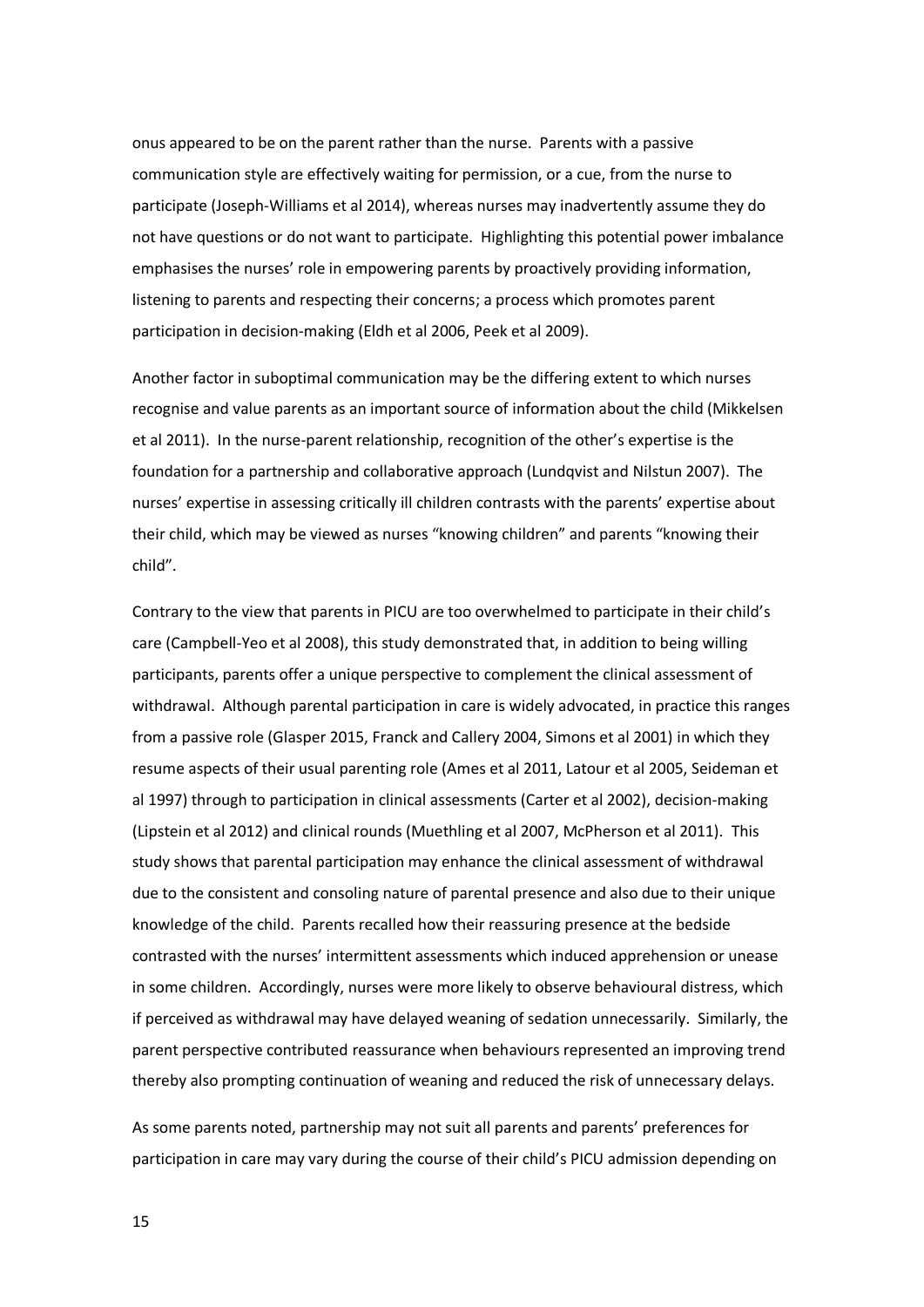onus appeared to be on the parent rather than the nurse. Parents with a passive communication style are effectively waiting for permission, or a cue, from the nurse to participate (Joseph-Williams et al 2014), whereas nurses may inadvertently assume they do not have questions or do not want to participate. Highlighting this potential power imbalance emphasises the nurses' role in empowering parents by proactively providing information, listening to parents and respecting their concerns; a process which promotes parent participation in decision-making (Eldh et al 2006, Peek et al 2009).

Another factor in suboptimal communication may be the differing extent to which nurses recognise and value parents as an important source of information about the child (Mikkelsen et al 2011). In the nurse-parent relationship, recognition of the other's expertise is the foundation for a partnership and collaborative approach (Lundqvist and Nilstun 2007). The nurses' expertise in assessing critically ill children contrasts with the parents' expertise about their child, which may be viewed as nurses "knowing children" and parents "knowing their child".

Contrary to the view that parents in PICU are too overwhelmed to participate in their child's care (Campbell-Yeo et al 2008), this study demonstrated that, in addition to being willing participants, parents offer a unique perspective to complement the clinical assessment of withdrawal. Although parental participation in care is widely advocated, in practice this ranges from a passive role (Glasper 2015, Franck and Callery 2004, Simons et al 2001) in which they resume aspects of their usual parenting role (Ames et al 2011, Latour et al 2005, Seideman et al 1997) through to participation in clinical assessments (Carter et al 2002), decision-making (Lipstein et al 2012) and clinical rounds (Muethling et al 2007, McPherson et al 2011). This study shows that parental participation may enhance the clinical assessment of withdrawal due to the consistent and consoling nature of parental presence and also due to their unique knowledge of the child. Parents recalled how their reassuring presence at the bedside contrasted with the nurses' intermittent assessments which induced apprehension or unease in some children. Accordingly, nurses were more likely to observe behavioural distress, which if perceived as withdrawal may have delayed weaning of sedation unnecessarily. Similarly, the parent perspective contributed reassurance when behaviours represented an improving trend thereby also prompting continuation of weaning and reduced the risk of unnecessary delays.

As some parents noted, partnership may not suit all parents and parents' preferences for participation in care may vary during the course of their child's PICU admission depending on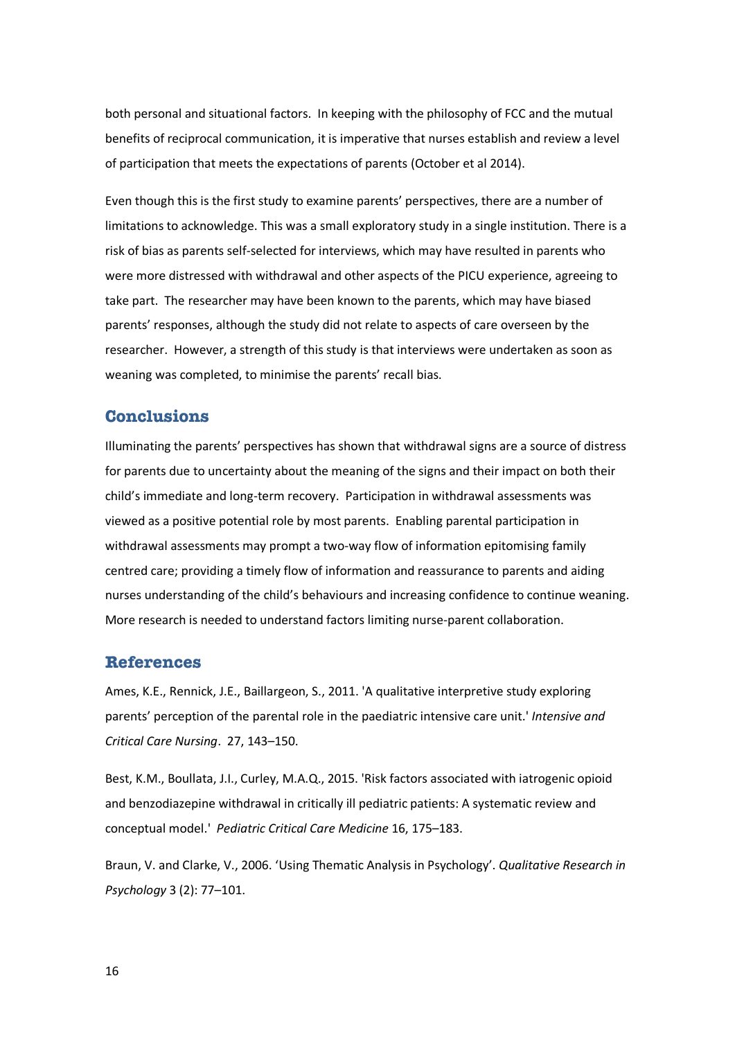both personal and situational factors. In keeping with the philosophy of FCC and the mutual benefits of reciprocal communication, it is imperative that nurses establish and review a level of participation that meets the expectations of parents (October et al 2014).

Even though this is the first study to examine parents' perspectives, there are a number of limitations to acknowledge. This was a small exploratory study in a single institution. There is a risk of bias as parents self-selected for interviews, which may have resulted in parents who were more distressed with withdrawal and other aspects of the PICU experience, agreeing to take part. The researcher may have been known to the parents, which may have biased parents' responses, although the study did not relate to aspects of care overseen by the researcher. However, a strength of this study is that interviews were undertaken as soon as weaning was completed, to minimise the parents' recall bias.

## Conclusions

Illuminating the parents' perspectives has shown that withdrawal signs are a source of distress for parents due to uncertainty about the meaning of the signs and their impact on both their child's immediate and long-term recovery. Participation in withdrawal assessments was viewed as a positive potential role by most parents. Enabling parental participation in withdrawal assessments may prompt a two-way flow of information epitomising family centred care; providing a timely flow of information and reassurance to parents and aiding nurses understanding of the child's behaviours and increasing confidence to continue weaning. More research is needed to understand factors limiting nurse-parent collaboration.

## References

Ames, K.E., Rennick, J.E., Baillargeon, S., 2011. 'A qualitative interpretive study exploring parents' perception of the parental role in the paediatric intensive care unit.' *Intensive and Critical Care Nursing*. 27, 143–150.

Best, K.M., Boullata, J.I., Curley, M.A.Q., 2015. 'Risk factors associated with iatrogenic opioid and benzodiazepine withdrawal in critically ill pediatric patients: A systematic review and conceptual model.' *Pediatric Critical Care Medicine* 16, 175–183.

Braun, V. and Clarke, V., 2006. 'Using Thematic Analysis in Psychology'. *Qualitative Research in Psychology* 3 (2): 77–101.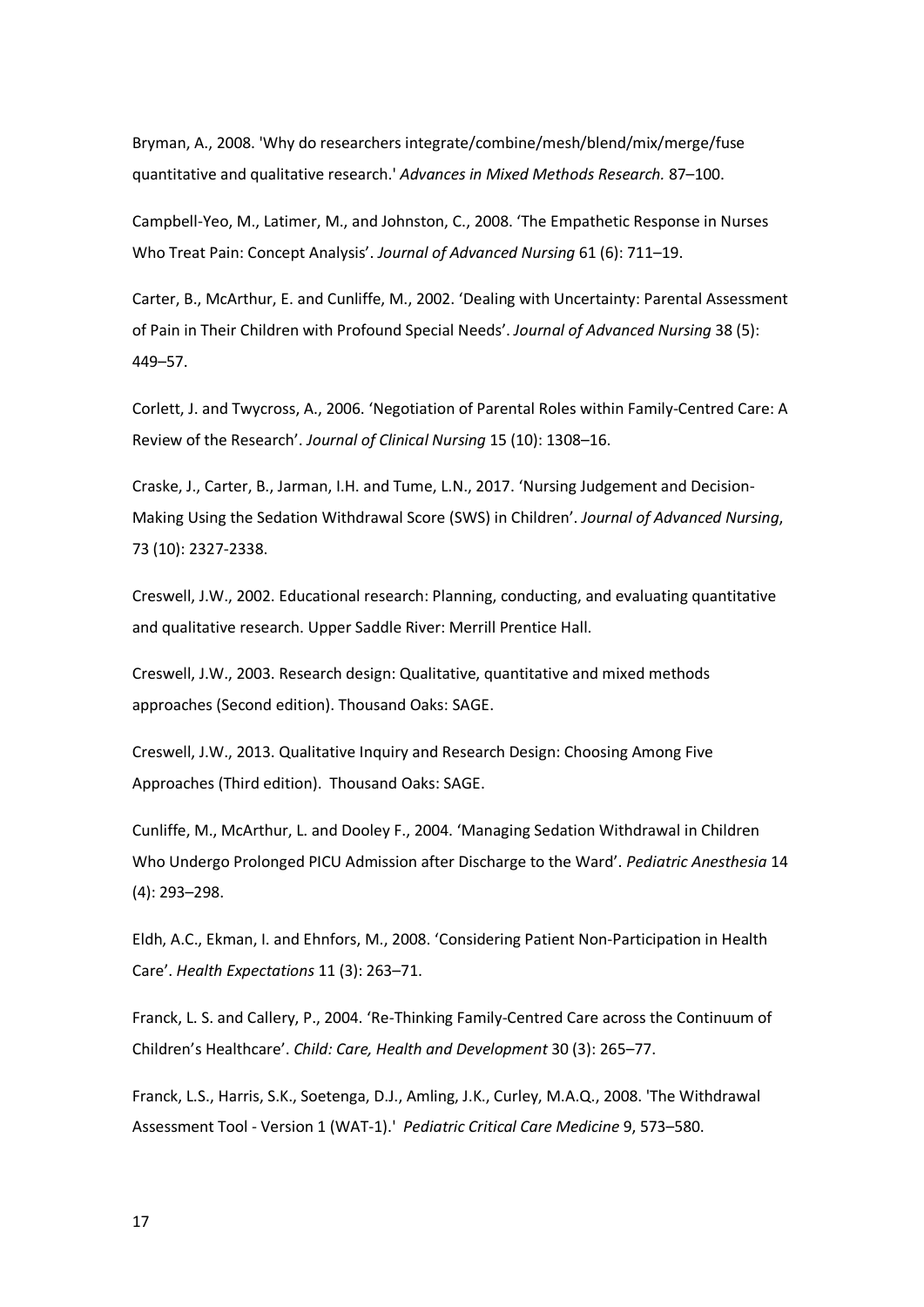Bryman, A., 2008. 'Why do researchers integrate/combine/mesh/blend/mix/merge/fuse quantitative and qualitative research.' *Advances in Mixed Methods Research.* 87–100.

Campbell-Yeo, M., Latimer, M., and Johnston, C., 2008. 'The Empathetic Response in Nurses Who Treat Pain: Concept Analysis'. *Journal of Advanced Nursing* 61 (6): 711–19.

Carter, B., McArthur, E. and Cunliffe, M., 2002. 'Dealing with Uncertainty: Parental Assessment of Pain in Their Children with Profound Special Needs'. *Journal of Advanced Nursing* 38 (5): 449–57.

Corlett, J. and Twycross, A., 2006. 'Negotiation of Parental Roles within Family-Centred Care: A Review of the Research'. *Journal of Clinical Nursing* 15 (10): 1308–16.

Craske, J., Carter, B., Jarman, I.H. and Tume, L.N., 2017. 'Nursing Judgement and Decision-Making Using the Sedation Withdrawal Score (SWS) in Children'. *Journal of Advanced Nursing*, 73 (10): 2327-2338.

Creswell, J.W., 2002. Educational research: Planning, conducting, and evaluating quantitative and qualitative research. Upper Saddle River: Merrill Prentice Hall.

Creswell, J.W., 2003. Research design: Qualitative, quantitative and mixed methods approaches (Second edition). Thousand Oaks: SAGE.

Creswell, J.W., 2013. Qualitative Inquiry and Research Design: Choosing Among Five Approaches (Third edition). Thousand Oaks: SAGE.

Cunliffe, M., McArthur, L. and Dooley F., 2004. 'Managing Sedation Withdrawal in Children Who Undergo Prolonged PICU Admission after Discharge to the Ward'. *Pediatric Anesthesia* 14 (4): 293–298.

Eldh, A.C., Ekman, I. and Ehnfors, M., 2008. 'Considering Patient Non-Participation in Health Care'. *Health Expectations* 11 (3): 263–71.

Franck, L. S. and Callery, P., 2004. 'Re-Thinking Family-Centred Care across the Continuum of Children's Healthcare'. *Child: Care, Health and Development* 30 (3): 265–77.

Franck, L.S., Harris, S.K., Soetenga, D.J., Amling, J.K., Curley, M.A.Q., 2008. 'The Withdrawal Assessment Tool - Version 1 (WAT-1).' *Pediatric Critical Care Medicine* 9, 573–580.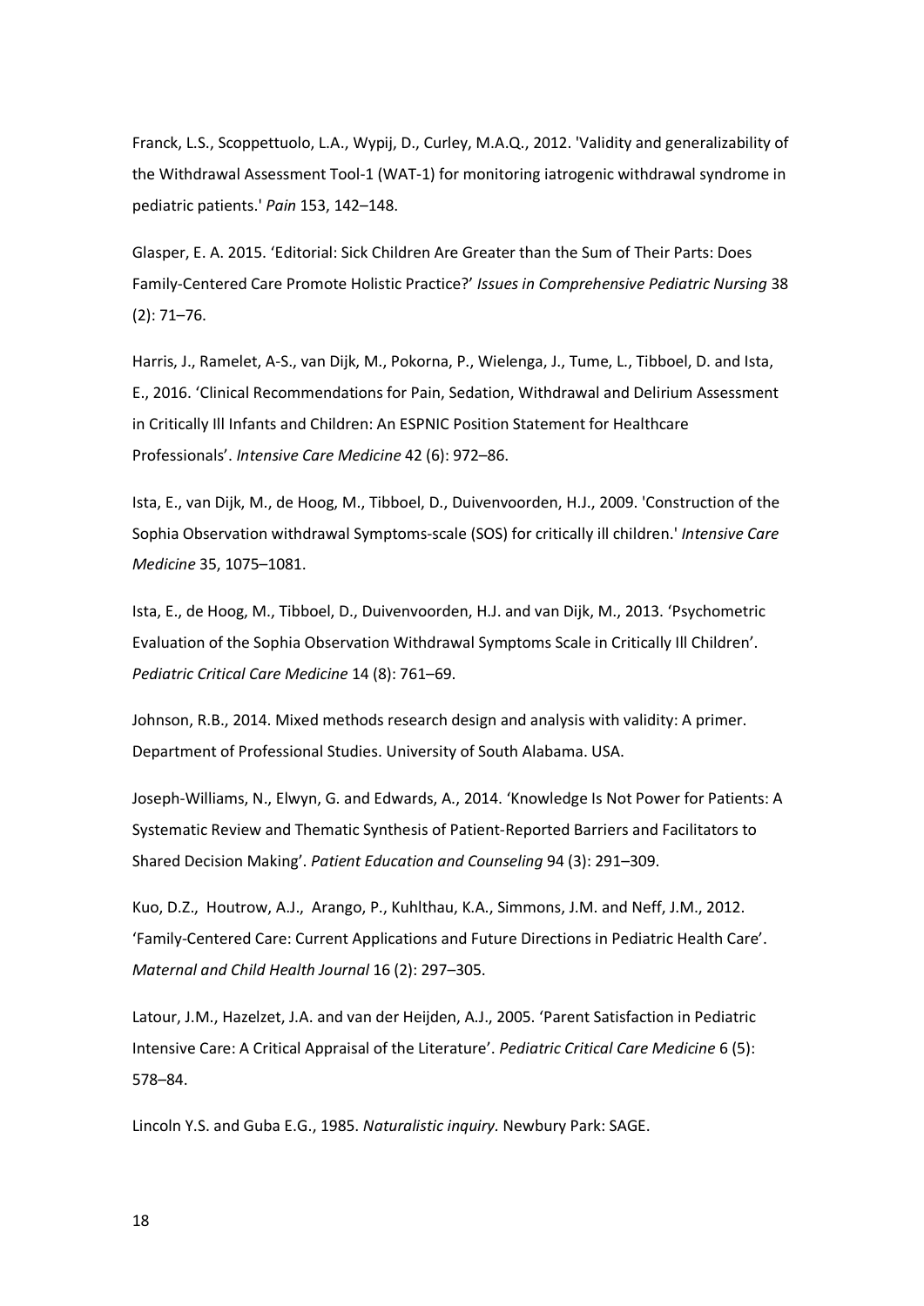Franck, L.S., Scoppettuolo, L.A., Wypij, D., Curley, M.A.Q., 2012. 'Validity and generalizability of the Withdrawal Assessment Tool-1 (WAT-1) for monitoring iatrogenic withdrawal syndrome in pediatric patients.' *Pain* 153, 142–148.

Glasper, E. A. 2015. 'Editorial: Sick Children Are Greater than the Sum of Their Parts: Does Family-Centered Care Promote Holistic Practice?' *Issues in Comprehensive Pediatric Nursing* 38 (2): 71–76.

Harris, J., Ramelet, A-S., van Dijk, M., Pokorna, P., Wielenga, J., Tume, L., Tibboel, D. and Ista, E., 2016. 'Clinical Recommendations for Pain, Sedation, Withdrawal and Delirium Assessment in Critically Ill Infants and Children: An ESPNIC Position Statement for Healthcare Professionals'. *Intensive Care Medicine* 42 (6): 972–86.

Ista, E., van Dijk, M., de Hoog, M., Tibboel, D., Duivenvoorden, H.J., 2009. 'Construction of the Sophia Observation withdrawal Symptoms-scale (SOS) for critically ill children.' *Intensive Care Medicine* 35, 1075–1081.

Ista, E., de Hoog, M., Tibboel, D., Duivenvoorden, H.J. and van Dijk, M., 2013. 'Psychometric Evaluation of the Sophia Observation Withdrawal Symptoms Scale in Critically Ill Children'. *Pediatric Critical Care Medicine* 14 (8): 761–69.

Johnson, R.B., 2014. Mixed methods research design and analysis with validity: A primer. Department of Professional Studies. University of South Alabama. USA.

Joseph-Williams, N., Elwyn, G. and Edwards, A., 2014. 'Knowledge Is Not Power for Patients: A Systematic Review and Thematic Synthesis of Patient-Reported Barriers and Facilitators to Shared Decision Making'. *Patient Education and Counseling* 94 (3): 291–309.

Kuo, D.Z., Houtrow, A.J., Arango, P., Kuhlthau, K.A., Simmons, J.M. and Neff, J.M., 2012. 'Family-Centered Care: Current Applications and Future Directions in Pediatric Health Care'. *Maternal and Child Health Journal* 16 (2): 297–305.

Latour, J.M., Hazelzet, J.A. and van der Heijden, A.J., 2005. 'Parent Satisfaction in Pediatric Intensive Care: A Critical Appraisal of the Literature'. *Pediatric Critical Care Medicine* 6 (5): 578–84.

Lincoln Y.S. and Guba E.G., 1985. *Naturalistic inquiry.* Newbury Park: SAGE.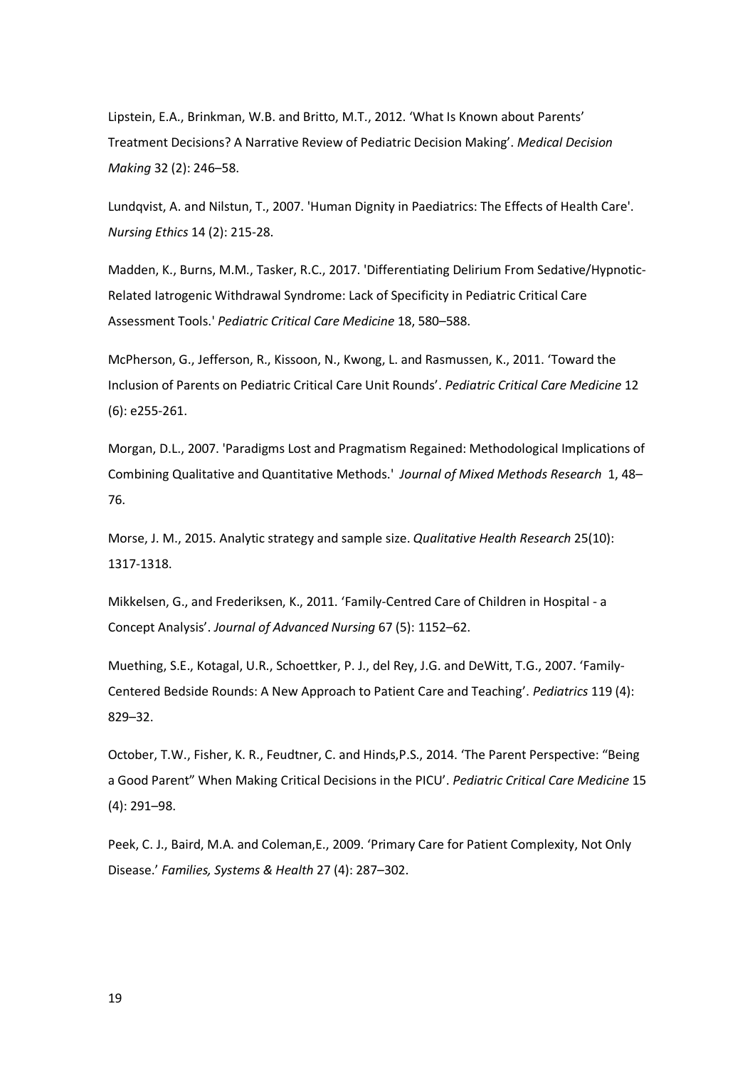Lipstein, E.A., Brinkman, W.B. and Britto, M.T., 2012. 'What Is Known about Parents' Treatment Decisions? A Narrative Review of Pediatric Decision Making'. *Medical Decision Making* 32 (2): 246–58.

Lundqvist, A. and Nilstun, T., 2007. 'Human Dignity in Paediatrics: The Effects of Health Care'. *Nursing Ethics* 14 (2): 215-28.

Madden, K., Burns, M.M., Tasker, R.C., 2017. 'Differentiating Delirium From Sedative/Hypnotic-Related Iatrogenic Withdrawal Syndrome: Lack of Specificity in Pediatric Critical Care Assessment Tools.' *Pediatric Critical Care Medicine* 18, 580–588.

McPherson, G., Jefferson, R., Kissoon, N., Kwong, L. and Rasmussen, K., 2011. 'Toward the Inclusion of Parents on Pediatric Critical Care Unit Rounds'. *Pediatric Critical Care Medicine* 12 (6): e255-261.

Morgan, D.L., 2007. 'Paradigms Lost and Pragmatism Regained: Methodological Implications of Combining Qualitative and Quantitative Methods.' *Journal of Mixed Methods Research* 1, 48–76.

Morse, J. M., 2015. Analytic strategy and sample size. *Qualitative Health Research* 25(10): 1317-1318.

Mikkelsen, G., and Frederiksen, K., 2011. 'Family-Centred Care of Children in Hospital - a Concept Analysis'. *Journal of Advanced Nursing* 67 (5): 1152–62.

Muething, S.E., Kotagal, U.R., Schoettker, P. J., del Rey, J.G. and DeWitt, T.G., 2007. 'Family-Centered Bedside Rounds: A New Approach to Patient Care and Teaching'. *Pediatrics* 119 (4): 829–32.

October, T.W., Fisher, K. R., Feudtner, C. and Hinds,P.S., 2014. 'The Parent Perspective: "Being a Good Parent" When Making Critical Decisions in the PICU'. *Pediatric Critical Care Medicine* 15 (4): 291–98.

Peek, C. J., Baird, M.A. and Coleman,E., 2009. 'Primary Care for Patient Complexity, Not Only Disease.' *Families, Systems & Health* 27 (4): 287–302.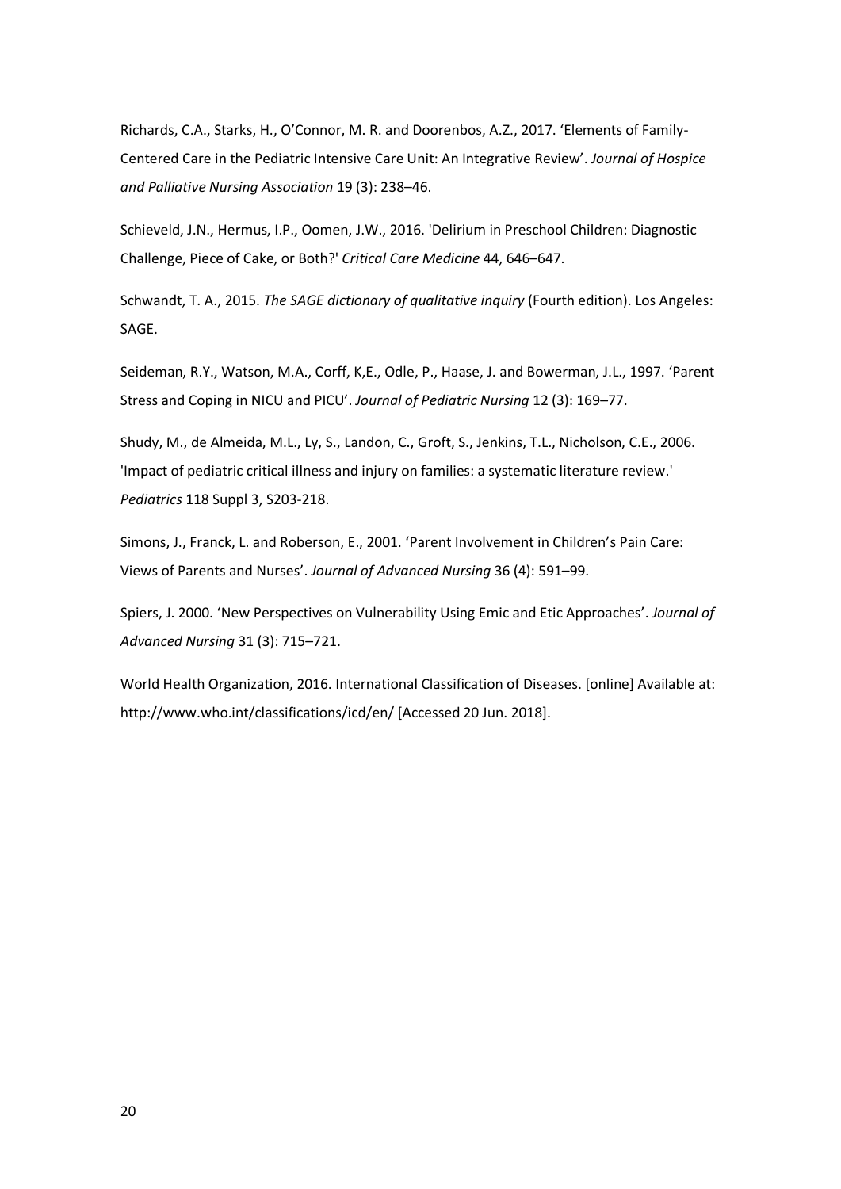Richards, C.A., Starks, H., O'Connor, M. R. and Doorenbos, A.Z., 2017. 'Elements of Family-Centered Care in the Pediatric Intensive Care Unit: An Integrative Review'. *Journal of Hospice and Palliative Nursing Association* 19 (3): 238–46.

Schieveld, J.N., Hermus, I.P., Oomen, J.W., 2016. 'Delirium in Preschool Children: Diagnostic Challenge, Piece of Cake, or Both?' *Critical Care Medicine* 44, 646–647.

Schwandt, T. A., 2015. *The SAGE dictionary of qualitative inquiry* (Fourth edition). Los Angeles: SAGE.

Seideman, R.Y., Watson, M.A., Corff, K,E., Odle, P., Haase, J. and Bowerman, J.L., 1997. 'Parent Stress and Coping in NICU and PICU'. *Journal of Pediatric Nursing* 12 (3): 169–77.

Shudy, M., de Almeida, M.L., Ly, S., Landon, C., Groft, S., Jenkins, T.L., Nicholson, C.E., 2006. 'Impact of pediatric critical illness and injury on families: a systematic literature review.' *Pediatrics* 118 Suppl 3, S203-218.

Simons, J., Franck, L. and Roberson, E., 2001. 'Parent Involvement in Children's Pain Care: Views of Parents and Nurses'. *Journal of Advanced Nursing* 36 (4): 591–99.

Spiers, J. 2000. 'New Perspectives on Vulnerability Using Emic and Etic Approaches'. *Journal of Advanced Nursing* 31 (3): 715–721.

World Health Organization, 2016. International Classification of Diseases. [online] Available at: http://www.who.int/classifications/icd/en/ [Accessed 20 Jun. 2018].